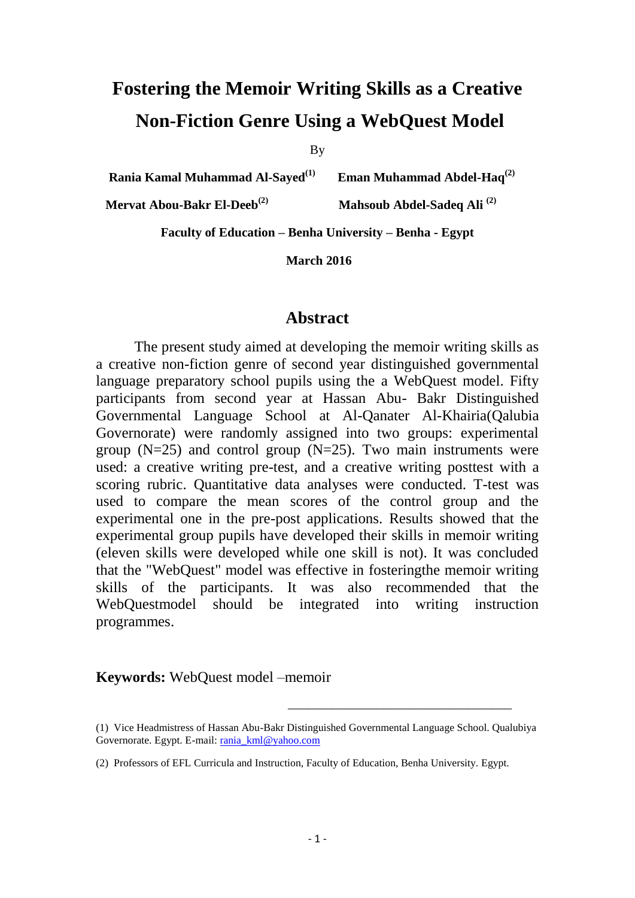# Fostering the Memoir Writing Skills as a Creative Non-Fiction Genre Using a WebQuest Model

By

**Rania Kamal Muhammad Al-Sayed[1]** **Eman Muhammad Abdel-Haq[2]**

**Mervat Abou-Bakr El-Deeb[2]** **Mahsoub Abdel-Sadeq Ali [2]**

**Faculty of Education – Benha University – Benha - Egypt**

**March 2016**

## Abstract

The present study aimed at developing the memoir writing skills as a creative non-fiction genre of second year distinguished governmental language preparatory school pupils using the a WebQuest model. Fifty participants from second year at Hassan Abu- Bakr Distinguished Governmental Language School at Al-Qanater Al-Khairia(Qalubia Governorate) were randomly assigned into two groups: experimental group (N=25) and control group (N=25). Two main instruments were used: a creative writing pre-test, and a creative writing posttest with a scoring rubric. Quantitative data analyses were conducted. T-test was used to compare the mean scores of the control group and the experimental one in the pre-post applications. Results showed that the experimental group pupils have developed their skills in memoir writing (eleven skills were developed while one skill is not). It was concluded that the "WebQuest" model was effective in fosteringthe memoir writing skills of the participants. It was also recommended that the WebQuestmodel should be integrated into writing instruction programmes.

**Keywords:** WebQuest model –memoir

---

(1) Vice Headmistress of Hassan Abu-Bakr Distinguished Governmental Language School. Qualubiya Governorate. Egypt. E-mail: rania_kml@yahoo.com

(2) Professors of EFL Curricula and Instruction, Faculty of Education, Benha University. Egypt.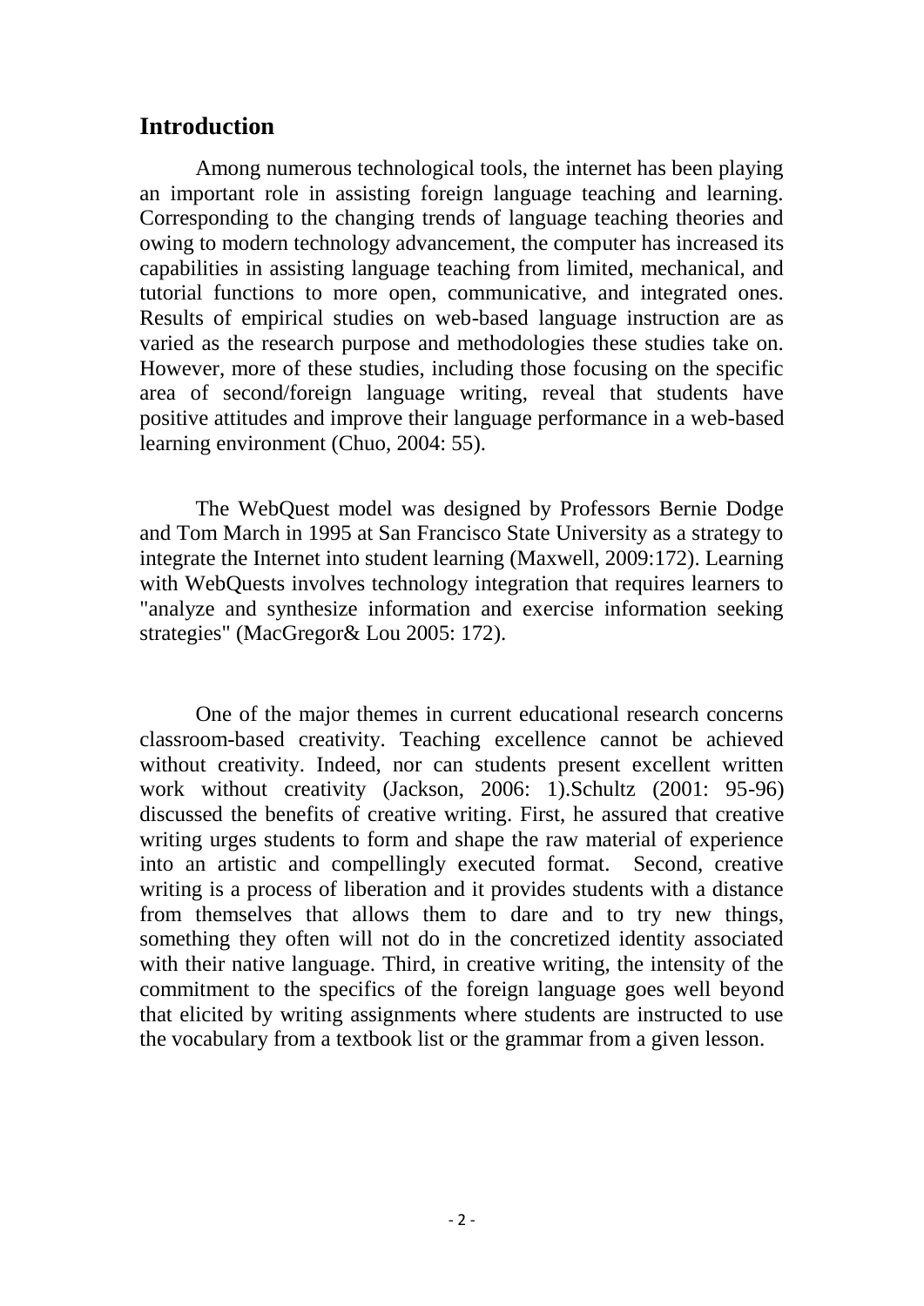## Introduction

Among numerous technological tools, the internet has been playing an important role in assisting foreign language teaching and learning. Corresponding to the changing trends of language teaching theories and owing to modern technology advancement, the computer has increased its capabilities in assisting language teaching from limited, mechanical, and tutorial functions to more open, communicative, and integrated ones. Results of empirical studies on web-based language instruction are as varied as the research purpose and methodologies these studies take on. However, more of these studies, including those focusing on the specific area of second/foreign language writing, reveal that students have positive attitudes and improve their language performance in a web-based learning environment (Chuo, 2004: 55).

The WebQuest model was designed by Professors Bernie Dodge and Tom March in 1995 at San Francisco State University as a strategy to integrate the Internet into student learning (Maxwell, 2009:172). Learning with WebQuests involves technology integration that requires learners to "analyze and synthesize information and exercise information seeking strategies" (MacGregor& Lou 2005: 172).

One of the major themes in current educational research concerns classroom-based creativity. Teaching excellence cannot be achieved without creativity. Indeed, nor can students present excellent written work without creativity (Jackson, 2006: 1).Schultz (2001: 95-96) discussed the benefits of creative writing. First, he assured that creative writing urges students to form and shape the raw material of experience into an artistic and compellingly executed format. Second, creative writing is a process of liberation and it provides students with a distance from themselves that allows them to dare and to try new things, something they often will not do in the concretized identity associated with their native language. Third, in creative writing, the intensity of the commitment to the specifics of the foreign language goes well beyond that elicited by writing assignments where students are instructed to use the vocabulary from a textbook list or the grammar from a given lesson.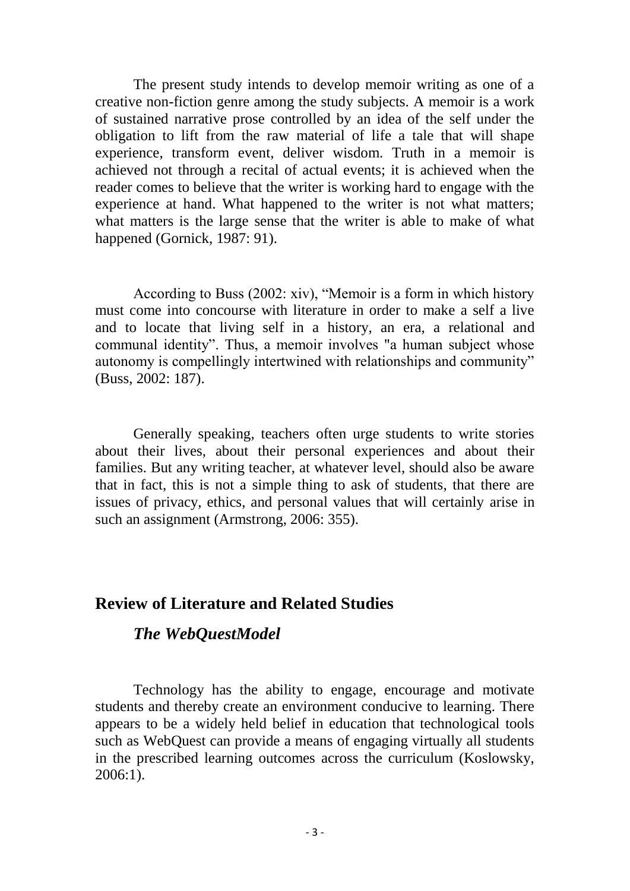The present study intends to develop memoir writing as one of a creative non-fiction genre among the study subjects. A memoir is a work of sustained narrative prose controlled by an idea of the self under the obligation to lift from the raw material of life a tale that will shape experience, transform event, deliver wisdom. Truth in a memoir is achieved not through a recital of actual events; it is achieved when the reader comes to believe that the writer is working hard to engage with the experience at hand. What happened to the writer is not what matters; what matters is the large sense that the writer is able to make of what happened (Gornick, 1987: 91).

According to Buss (2002: xiv), "Memoir is a form in which history must come into concourse with literature in order to make a self a live and to locate that living self in a history, an era, a relational and communal identity". Thus, a memoir involves "a human subject whose autonomy is compellingly intertwined with relationships and community" (Buss, 2002: 187).

Generally speaking, teachers often urge students to write stories about their lives, about their personal experiences and about their families. But any writing teacher, at whatever level, should also be aware that in fact, this is not a simple thing to ask of students, that there are issues of privacy, ethics, and personal values that will certainly arise in such an assignment (Armstrong, 2006: 355).

## Review of Literature and Related Studies

### *The WebQuestModel*

Technology has the ability to engage, encourage and motivate students and thereby create an environment conducive to learning. There appears to be a widely held belief in education that technological tools such as WebQuest can provide a means of engaging virtually all students in the prescribed learning outcomes across the curriculum (Koslowsky, 2006:1).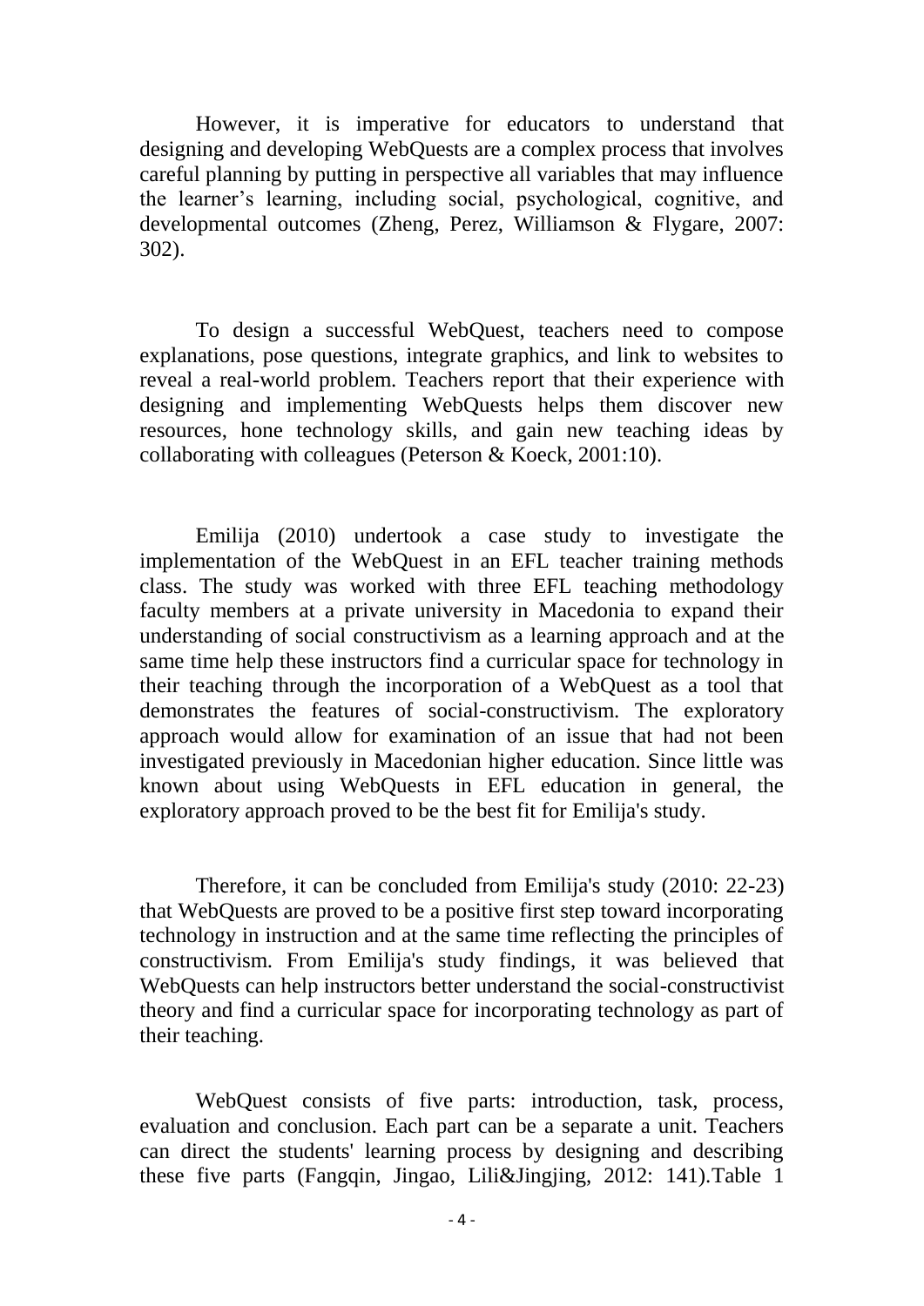However, it is imperative for educators to understand that designing and developing WebQuests are a complex process that involves careful planning by putting in perspective all variables that may influence the learner's learning, including social, psychological, cognitive, and developmental outcomes (Zheng, Perez, Williamson & Flygare, 2007: 302).

To design a successful WebQuest, teachers need to compose explanations, pose questions, integrate graphics, and link to websites to reveal a real-world problem. Teachers report that their experience with designing and implementing WebQuests helps them discover new resources, hone technology skills, and gain new teaching ideas by collaborating with colleagues (Peterson & Koeck, 2001:10).

Emilija (2010) undertook a case study to investigate the implementation of the WebQuest in an EFL teacher training methods class. The study was worked with three EFL teaching methodology faculty members at a private university in Macedonia to expand their understanding of social constructivism as a learning approach and at the same time help these instructors find a curricular space for technology in their teaching through the incorporation of a WebQuest as a tool that demonstrates the features of social-constructivism. The exploratory approach would allow for examination of an issue that had not been investigated previously in Macedonian higher education. Since little was known about using WebQuests in EFL education in general, the exploratory approach proved to be the best fit for Emilija's study.

Therefore, it can be concluded from Emilija's study (2010: 22-23) that WebQuests are proved to be a positive first step toward incorporating technology in instruction and at the same time reflecting the principles of constructivism. From Emilija's study findings, it was believed that WebQuests can help instructors better understand the social-constructivist theory and find a curricular space for incorporating technology as part of their teaching.

WebQuest consists of five parts: introduction, task, process, evaluation and conclusion. Each part can be a separate a unit. Teachers can direct the students' learning process by designing and describing these five parts (Fangqin, Jingao, Lili&Jingjing, 2012: 141).Table 1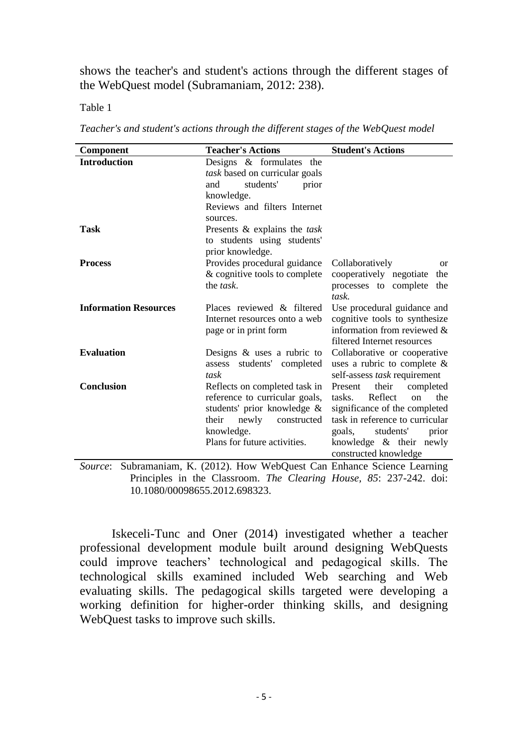shows the teacher's and student's actions through the different stages of the WebQuest model (Subramaniam, 2012: 238).

Table 1

*Teacher's and student's actions through the different stages of the WebQuest model*

| Component | Teacher's Actions | Student's Actions |
|---|---|---|
| **Introduction** | Designs & formulates the *task* based on curricular goals and students' prior knowledge. Reviews and filters Internet sources. | |
| **Task** | Presents & explains the *task* to students using students' prior knowledge. | |
| **Process** | Provides procedural guidance & cognitive tools to complete the *task*. | Collaboratively or cooperatively negotiate the processes to complete the *task*. |
| **Information Resources** | Places reviewed & filtered Internet resources onto a web page or in print form | Use procedural guidance and cognitive tools to synthesize information from reviewed & filtered Internet resources |
| **Evaluation** | Designs & uses a rubric to assess students' completed *task* | Collaborative or cooperative uses a rubric to complete & self-assess *task* requirement |
| **Conclusion** | Reflects on completed task in reference to curricular goals, students' prior knowledge & their newly constructed knowledge. Plans for future activities. | Present their completed tasks. Reflect on the significance of the completed task in reference to curricular goals, students' prior knowledge & their newly constructed knowledge |

*Source*: Subramaniam, K. (2012). How WebQuest Can Enhance Science Learning Principles in the Classroom. *The Clearing House, 85*: 237-242. doi: 10.1080/00098655.2012.698323.

Iskeceli-Tunc and Oner (2014) investigated whether a teacher professional development module built around designing WebQuests could improve teachers' technological and pedagogical skills. The technological skills examined included Web searching and Web evaluating skills. The pedagogical skills targeted were developing a working definition for higher-order thinking skills, and designing WebQuest tasks to improve such skills.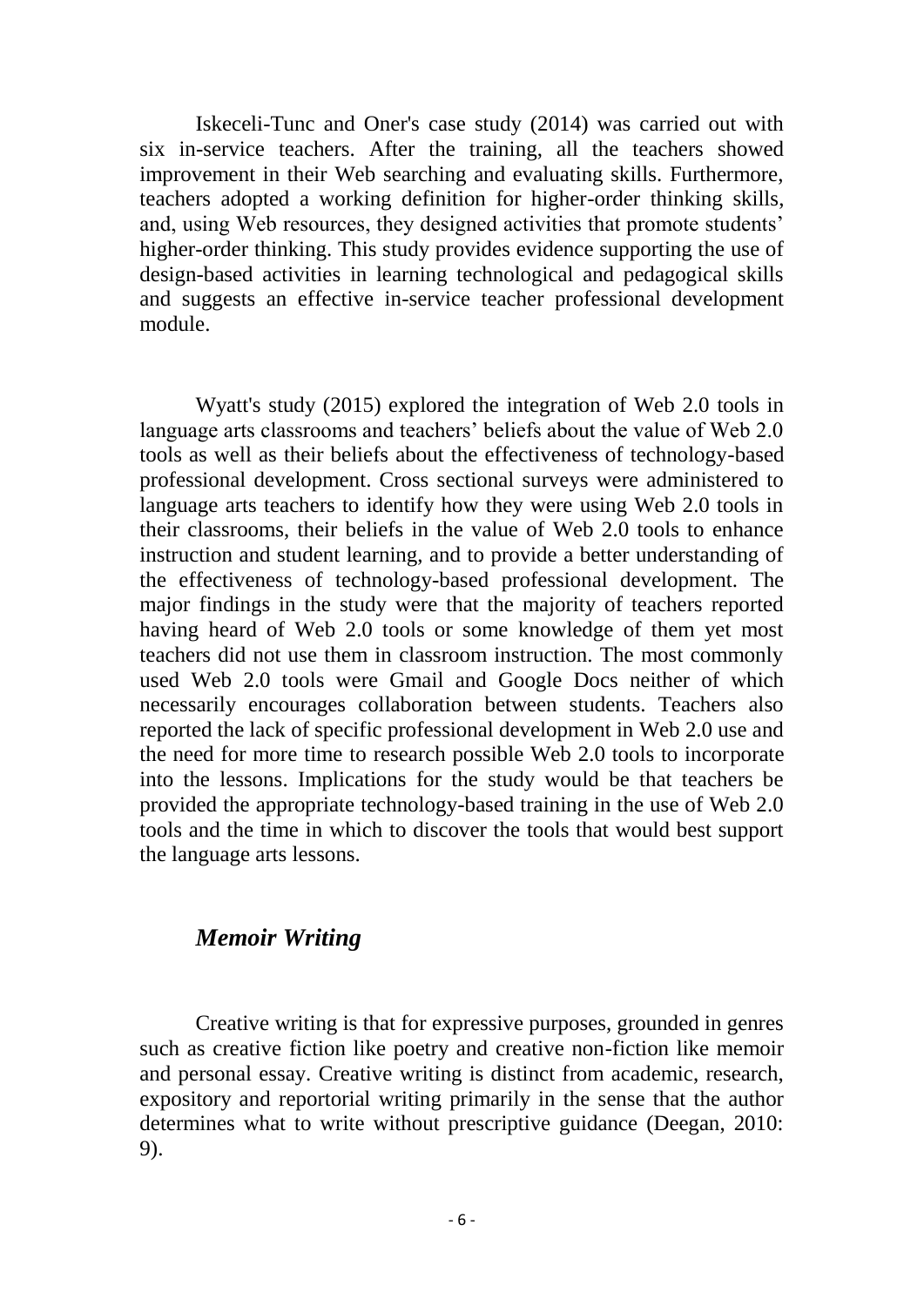Iskeceli-Tunc and Oner's case study (2014) was carried out with six in-service teachers. After the training, all the teachers showed improvement in their Web searching and evaluating skills. Furthermore, teachers adopted a working definition for higher-order thinking skills, and, using Web resources, they designed activities that promote students' higher-order thinking. This study provides evidence supporting the use of design-based activities in learning technological and pedagogical skills and suggests an effective in-service teacher professional development module.

Wyatt's study (2015) explored the integration of Web 2.0 tools in language arts classrooms and teachers' beliefs about the value of Web 2.0 tools as well as their beliefs about the effectiveness of technology-based professional development. Cross sectional surveys were administered to language arts teachers to identify how they were using Web 2.0 tools in their classrooms, their beliefs in the value of Web 2.0 tools to enhance instruction and student learning, and to provide a better understanding of the effectiveness of technology-based professional development. The major findings in the study were that the majority of teachers reported having heard of Web 2.0 tools or some knowledge of them yet most teachers did not use them in classroom instruction. The most commonly used Web 2.0 tools were Gmail and Google Docs neither of which necessarily encourages collaboration between students. Teachers also reported the lack of specific professional development in Web 2.0 use and the need for more time to research possible Web 2.0 tools to incorporate into the lessons. Implications for the study would be that teachers be provided the appropriate technology-based training in the use of Web 2.0 tools and the time in which to discover the tools that would best support the language arts lessons.

### *Memoir Writing*

Creative writing is that for expressive purposes, grounded in genres such as creative fiction like poetry and creative non-fiction like memoir and personal essay. Creative writing is distinct from academic, research, expository and reportorial writing primarily in the sense that the author determines what to write without prescriptive guidance (Deegan, 2010: 9).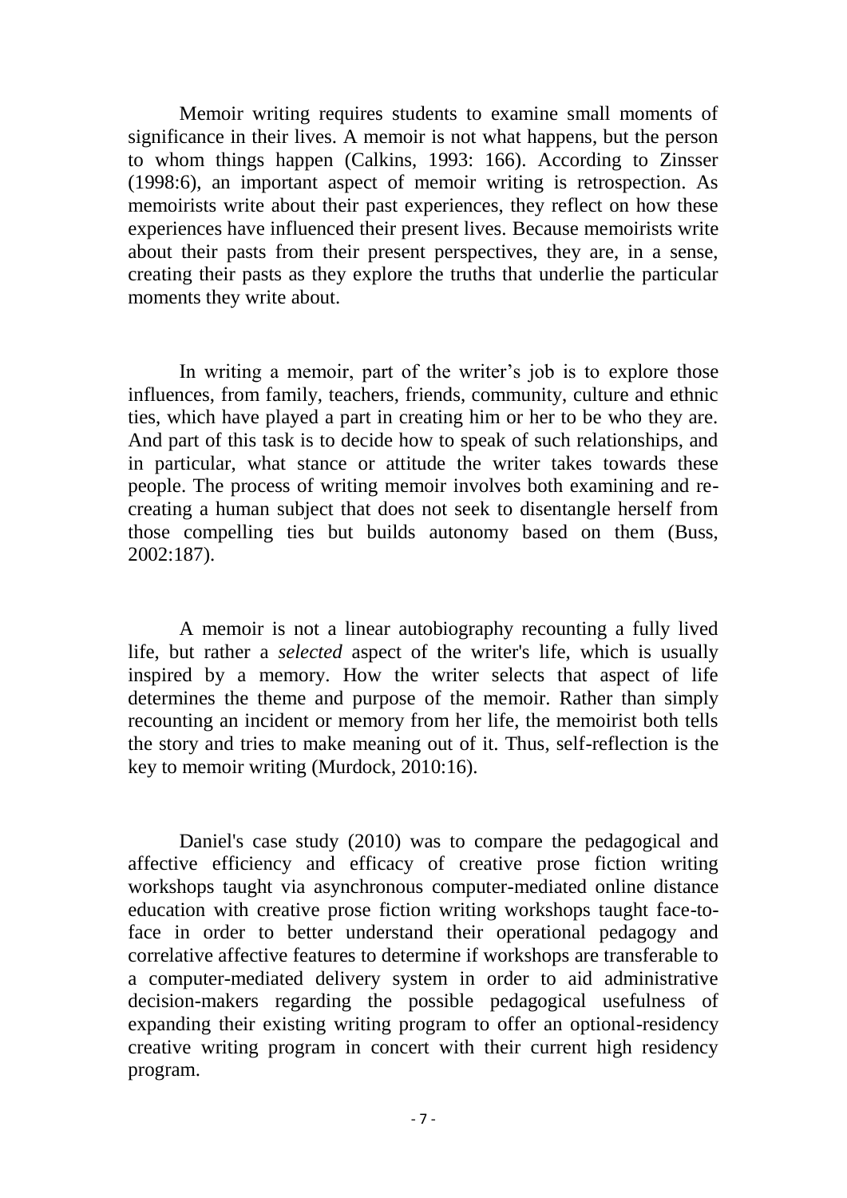Memoir writing requires students to examine small moments of significance in their lives. A memoir is not what happens, but the person to whom things happen (Calkins, 1993: 166). According to Zinsser (1998:6), an important aspect of memoir writing is retrospection. As memoirists write about their past experiences, they reflect on how these experiences have influenced their present lives. Because memoirists write about their pasts from their present perspectives, they are, in a sense, creating their pasts as they explore the truths that underlie the particular moments they write about.

In writing a memoir, part of the writer's job is to explore those influences, from family, teachers, friends, community, culture and ethnic ties, which have played a part in creating him or her to be who they are. And part of this task is to decide how to speak of such relationships, and in particular, what stance or attitude the writer takes towards these people. The process of writing memoir involves both examining and re-creating a human subject that does not seek to disentangle herself from those compelling ties but builds autonomy based on them (Buss, 2002:187).

A memoir is not a linear autobiography recounting a fully lived life, but rather a *selected* aspect of the writer's life, which is usually inspired by a memory. How the writer selects that aspect of life determines the theme and purpose of the memoir. Rather than simply recounting an incident or memory from her life, the memoirist both tells the story and tries to make meaning out of it. Thus, self-reflection is the key to memoir writing (Murdock, 2010:16).

Daniel's case study (2010) was to compare the pedagogical and affective efficiency and efficacy of creative prose fiction writing workshops taught via asynchronous computer-mediated online distance education with creative prose fiction writing workshops taught face-to-face in order to better understand their operational pedagogy and correlative affective features to determine if workshops are transferable to a computer-mediated delivery system in order to aid administrative decision-makers regarding the possible pedagogical usefulness of expanding their existing writing program to offer an optional-residency creative writing program in concert with their current high residency program.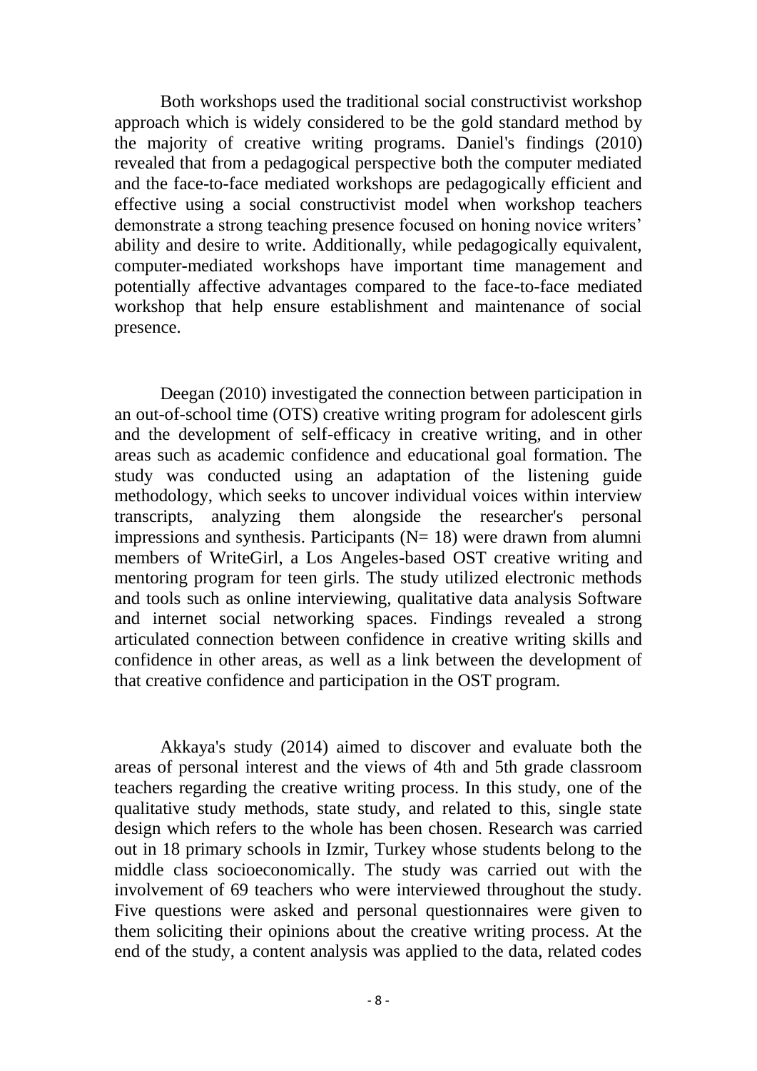Both workshops used the traditional social constructivist workshop approach which is widely considered to be the gold standard method by the majority of creative writing programs. Daniel's findings (2010) revealed that from a pedagogical perspective both the computer mediated and the face-to-face mediated workshops are pedagogically efficient and effective using a social constructivist model when workshop teachers demonstrate a strong teaching presence focused on honing novice writers' ability and desire to write. Additionally, while pedagogically equivalent, computer-mediated workshops have important time management and potentially affective advantages compared to the face-to-face mediated workshop that help ensure establishment and maintenance of social presence.

Deegan (2010) investigated the connection between participation in an out-of-school time (OTS) creative writing program for adolescent girls and the development of self-efficacy in creative writing, and in other areas such as academic confidence and educational goal formation. The study was conducted using an adaptation of the listening guide methodology, which seeks to uncover individual voices within interview transcripts, analyzing them alongside the researcher's personal impressions and synthesis. Participants (N= 18) were drawn from alumni members of WriteGirl, a Los Angeles-based OST creative writing and mentoring program for teen girls. The study utilized electronic methods and tools such as online interviewing, qualitative data analysis Software and internet social networking spaces. Findings revealed a strong articulated connection between confidence in creative writing skills and confidence in other areas, as well as a link between the development of that creative confidence and participation in the OST program.

Akkaya's study (2014) aimed to discover and evaluate both the areas of personal interest and the views of 4th and 5th grade classroom teachers regarding the creative writing process. In this study, one of the qualitative study methods, state study, and related to this, single state design which refers to the whole has been chosen. Research was carried out in 18 primary schools in Izmir, Turkey whose students belong to the middle class socioeconomically. The study was carried out with the involvement of 69 teachers who were interviewed throughout the study. Five questions were asked and personal questionnaires were given to them soliciting their opinions about the creative writing process. At the end of the study, a content analysis was applied to the data, related codes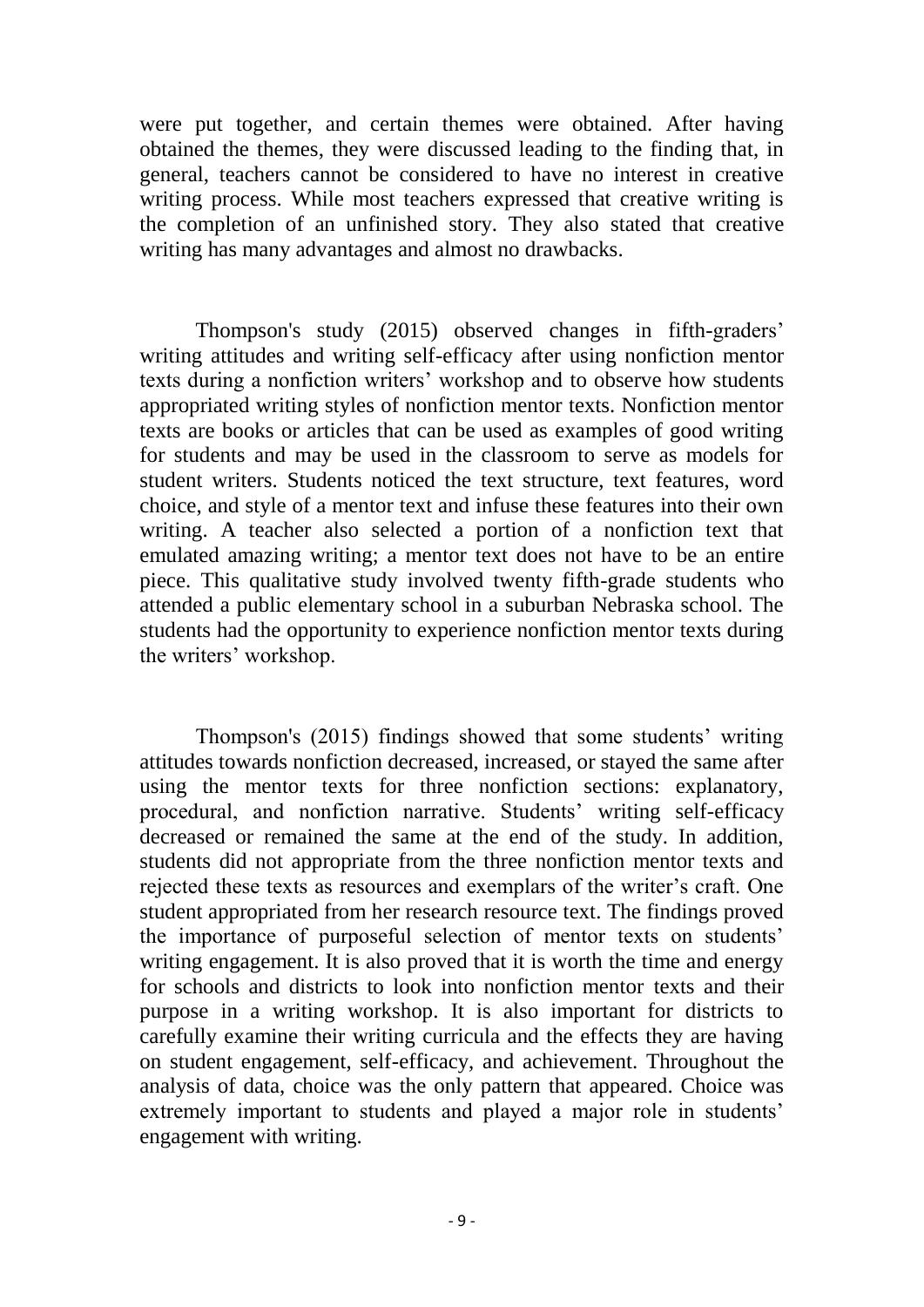were put together, and certain themes were obtained. After having obtained the themes, they were discussed leading to the finding that, in general, teachers cannot be considered to have no interest in creative writing process. While most teachers expressed that creative writing is the completion of an unfinished story. They also stated that creative writing has many advantages and almost no drawbacks.

Thompson's study (2015) observed changes in fifth-graders' writing attitudes and writing self-efficacy after using nonfiction mentor texts during a nonfiction writers' workshop and to observe how students appropriated writing styles of nonfiction mentor texts. Nonfiction mentor texts are books or articles that can be used as examples of good writing for students and may be used in the classroom to serve as models for student writers. Students noticed the text structure, text features, word choice, and style of a mentor text and infuse these features into their own writing. A teacher also selected a portion of a nonfiction text that emulated amazing writing; a mentor text does not have to be an entire piece. This qualitative study involved twenty fifth-grade students who attended a public elementary school in a suburban Nebraska school. The students had the opportunity to experience nonfiction mentor texts during the writers' workshop.

Thompson's (2015) findings showed that some students' writing attitudes towards nonfiction decreased, increased, or stayed the same after using the mentor texts for three nonfiction sections: explanatory, procedural, and nonfiction narrative. Students' writing self-efficacy decreased or remained the same at the end of the study. In addition, students did not appropriate from the three nonfiction mentor texts and rejected these texts as resources and exemplars of the writer's craft. One student appropriated from her research resource text. The findings proved the importance of purposeful selection of mentor texts on students' writing engagement. It is also proved that it is worth the time and energy for schools and districts to look into nonfiction mentor texts and their purpose in a writing workshop. It is also important for districts to carefully examine their writing curricula and the effects they are having on student engagement, self-efficacy, and achievement. Throughout the analysis of data, choice was the only pattern that appeared. Choice was extremely important to students and played a major role in students' engagement with writing.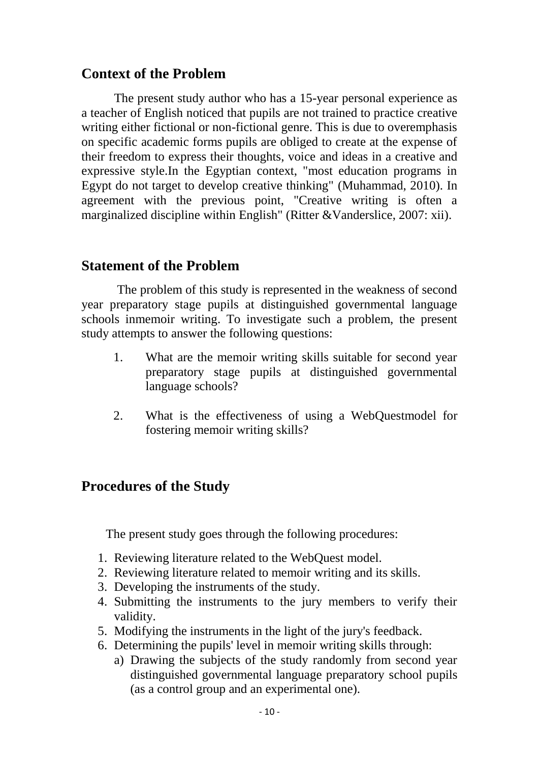## Context of the Problem

The present study author who has a 15-year personal experience as a teacher of English noticed that pupils are not trained to practice creative writing either fictional or non-fictional genre. This is due to overemphasis on specific academic forms pupils are obliged to create at the expense of their freedom to express their thoughts, voice and ideas in a creative and expressive style.In the Egyptian context, "most education programs in Egypt do not target to develop creative thinking" (Muhammad, 2010). In agreement with the previous point, "Creative writing is often a marginalized discipline within English" (Ritter &Vanderslice, 2007: xii).

## Statement of the Problem

The problem of this study is represented in the weakness of second year preparatory stage pupils at distinguished governmental language schools inmemoir writing. To investigate such a problem, the present study attempts to answer the following questions:

1. What are the memoir writing skills suitable for second year preparatory stage pupils at distinguished governmental language schools?
2. What is the effectiveness of using a WebQuestmodel for fostering memoir writing skills?

## Procedures of the Study

The present study goes through the following procedures:

1. Reviewing literature related to the WebQuest model.
2. Reviewing literature related to memoir writing and its skills.
3. Developing the instruments of the study.
4. Submitting the instruments to the jury members to verify their validity.
5. Modifying the instruments in the light of the jury's feedback.
6. Determining the pupils' level in memoir writing skills through:
   a) Drawing the subjects of the study randomly from second year distinguished governmental language preparatory school pupils (as a control group and an experimental one).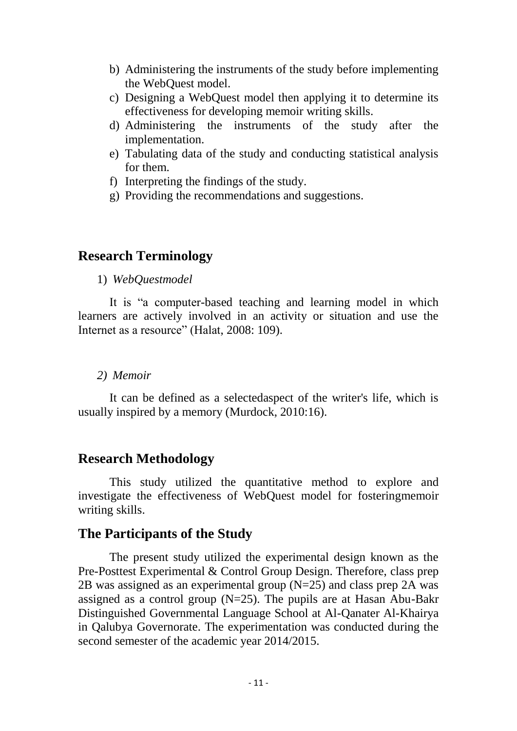b) Administering the instruments of the study before implementing the WebQuest model.
c) Designing a WebQuest model then applying it to determine its effectiveness for developing memoir writing skills.
d) Administering the instruments of the study after the implementation.
e) Tabulating data of the study and conducting statistical analysis for them.
f) Interpreting the findings of the study.
g) Providing the recommendations and suggestions.

## Research Terminology

1) *WebQuestmodel*

It is "a computer-based teaching and learning model in which learners are actively involved in an activity or situation and use the Internet as a resource" (Halat, 2008: 109).

2) *Memoir*

It can be defined as a selectedaspect of the writer's life, which is usually inspired by a memory (Murdock, 2010:16).

## Research Methodology

This study utilized the quantitative method to explore and investigate the effectiveness of WebQuest model for fosteringmemoir writing skills.

## The Participants of the Study

The present study utilized the experimental design known as the Pre-Posttest Experimental & Control Group Design. Therefore, class prep 2B was assigned as an experimental group (N=25) and class prep 2A was assigned as a control group (N=25). The pupils are at Hasan Abu-Bakr Distinguished Governmental Language School at Al-Qanater Al-Khairya in Qalubya Governorate. The experimentation was conducted during the second semester of the academic year 2014/2015.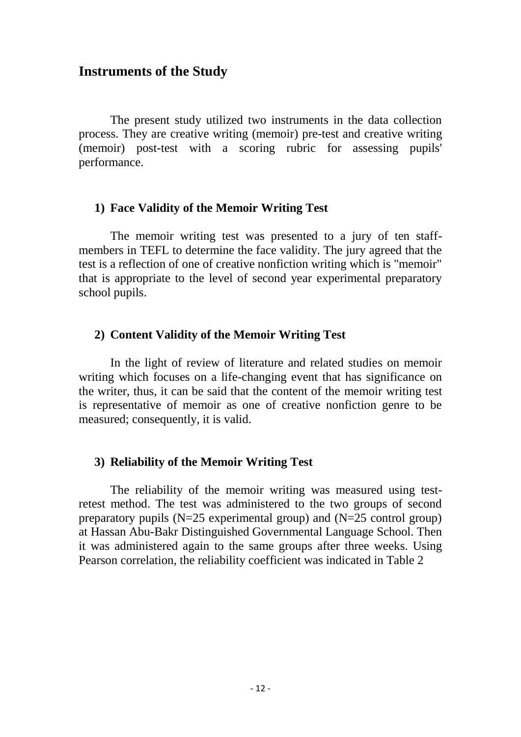## Instruments of the Study

The present study utilized two instruments in the data collection process. They are creative writing (memoir) pre-test and creative writing (memoir) post-test with a scoring rubric for assessing pupils' performance.

### 1) Face Validity of the Memoir Writing Test

The memoir writing test was presented to a jury of ten staff-members in TEFL to determine the face validity. The jury agreed that the test is a reflection of one of creative nonfiction writing which is "memoir" that is appropriate to the level of second year experimental preparatory school pupils.

### 2) Content Validity of the Memoir Writing Test

In the light of review of literature and related studies on memoir writing which focuses on a life-changing event that has significance on the writer, thus, it can be said that the content of the memoir writing test is representative of memoir as one of creative nonfiction genre to be measured; consequently, it is valid.

### 3) Reliability of the Memoir Writing Test

The reliability of the memoir writing was measured using test-retest method. The test was administered to the two groups of second preparatory pupils (N=25 experimental group) and (N=25 control group) at Hassan Abu-Bakr Distinguished Governmental Language School. Then it was administered again to the same groups after three weeks. Using Pearson correlation, the reliability coefficient was indicated in Table 2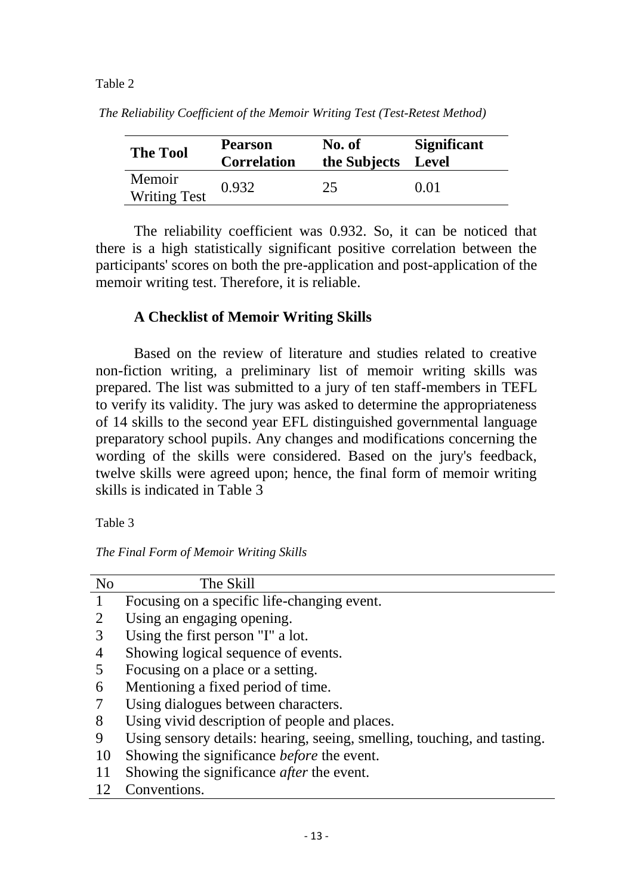Table 2

*The Reliability Coefficient of the Memoir Writing Test (Test-Retest Method)*

| The Tool | Pearson Correlation | No. of the Subjects | Significant Level |
|---|---|---|---|
| Memoir Writing Test | 0.932 | 25 | 0.01 |

The reliability coefficient was 0.932. So, it can be noticed that there is a high statistically significant positive correlation between the participants' scores on both the pre-application and post-application of the memoir writing test. Therefore, it is reliable.

### A Checklist of Memoir Writing Skills

Based on the review of literature and studies related to creative non-fiction writing, a preliminary list of memoir writing skills was prepared. The list was submitted to a jury of ten staff-members in TEFL to verify its validity. The jury was asked to determine the appropriateness of 14 skills to the second year EFL distinguished governmental language preparatory school pupils. Any changes and modifications concerning the wording of the skills were considered. Based on the jury's feedback, twelve skills were agreed upon; hence, the final form of memoir writing skills is indicated in Table 3

Table 3

*The Final Form of Memoir Writing Skills*

| No | The Skill |
|---|---|
| 1 | Focusing on a specific life-changing event. |
| 2 | Using an engaging opening. |
| 3 | Using the first person "I" a lot. |
| 4 | Showing logical sequence of events. |
| 5 | Focusing on a place or a setting. |
| 6 | Mentioning a fixed period of time. |
| 7 | Using dialogues between characters. |
| 8 | Using vivid description of people and places. |
| 9 | Using sensory details: hearing, seeing, smelling, touching, and tasting. |
| 10 | Showing the significance *before* the event. |
| 11 | Showing the significance *after* the event. |
| 12 | Conventions. |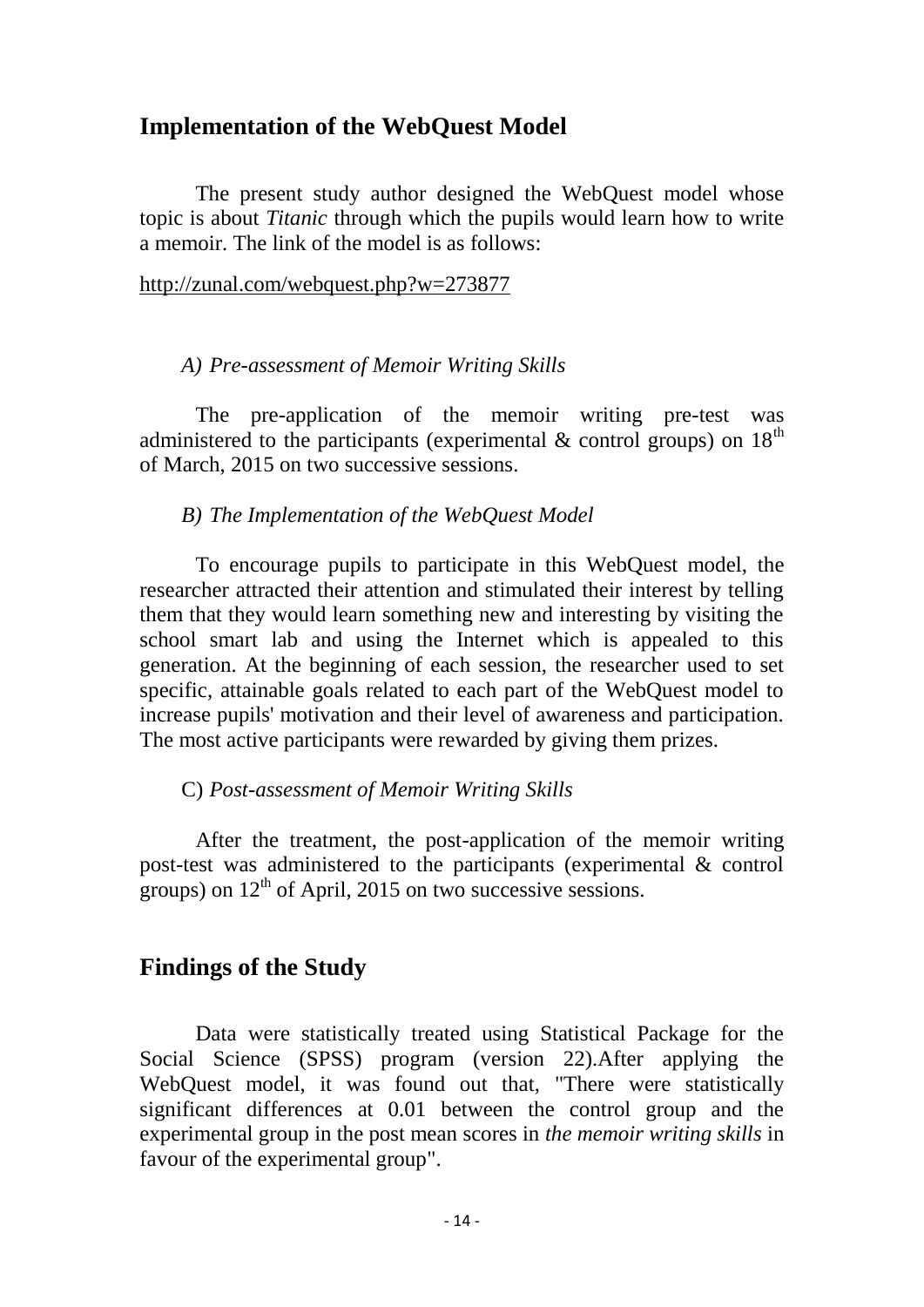## Implementation of the WebQuest Model

The present study author designed the WebQuest model whose topic is about *Titanic* through which the pupils would learn how to write a memoir. The link of the model is as follows:

http://zunal.com/webquest.php?w=273877

### *A) Pre-assessment of Memoir Writing Skills*

The pre-application of the memoir writing pre-test was administered to the participants (experimental & control groups) on 18th of March, 2015 on two successive sessions.

### *B) The Implementation of the WebQuest Model*

To encourage pupils to participate in this WebQuest model, the researcher attracted their attention and stimulated their interest by telling them that they would learn something new and interesting by visiting the school smart lab and using the Internet which is appealed to this generation. At the beginning of each session, the researcher used to set specific, attainable goals related to each part of the WebQuest model to increase pupils' motivation and their level of awareness and participation. The most active participants were rewarded by giving them prizes.

### C) *Post-assessment of Memoir Writing Skills*

After the treatment, the post-application of the memoir writing post-test was administered to the participants (experimental & control groups) on 12th of April, 2015 on two successive sessions.

## Findings of the Study

Data were statistically treated using Statistical Package for the Social Science (SPSS) program (version 22).After applying the WebQuest model, it was found out that, "There were statistically significant differences at 0.01 between the control group and the experimental group in the post mean scores in *the memoir writing skills* in favour of the experimental group".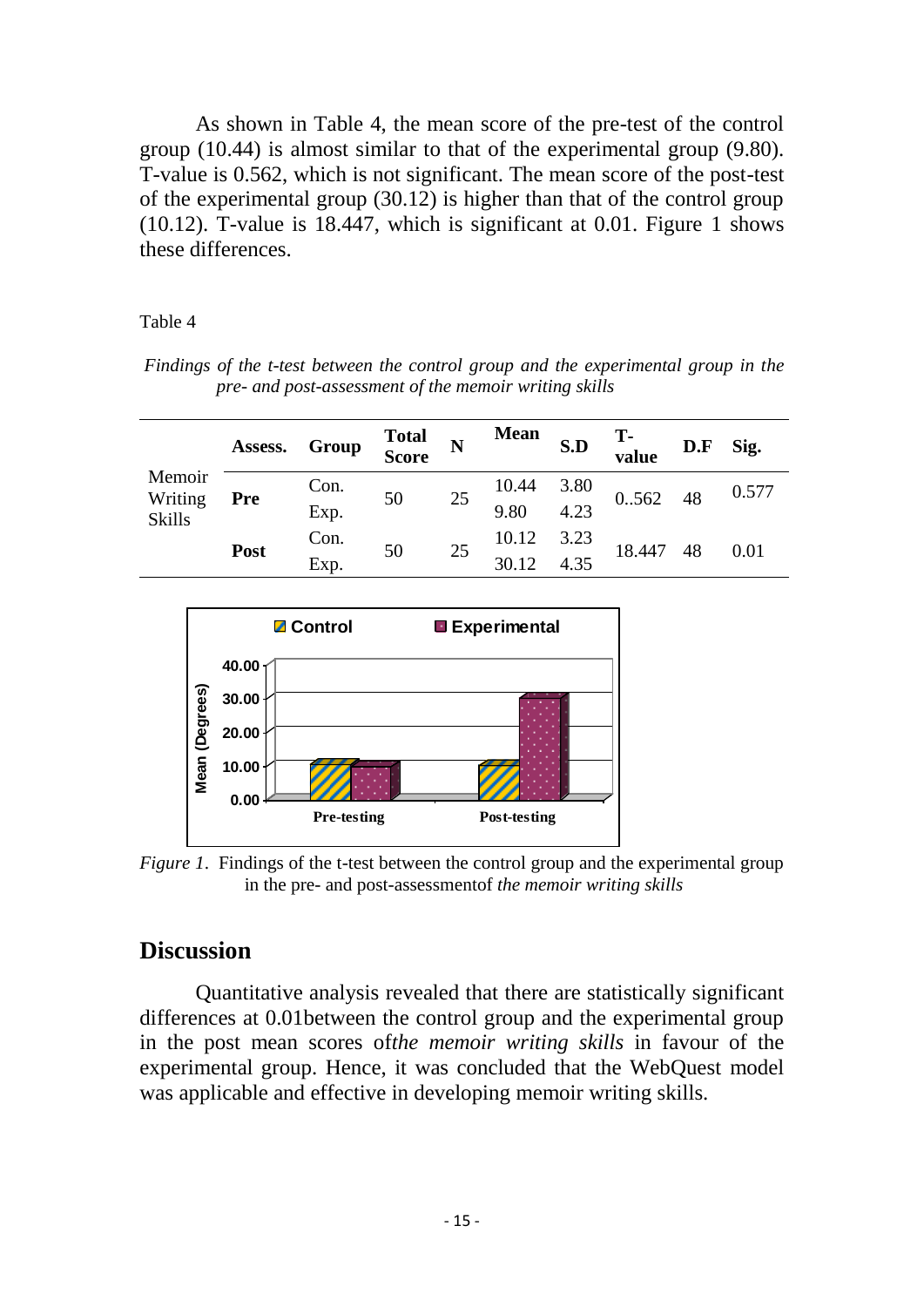As shown in Table 4, the mean score of the pre-test of the control group (10.44) is almost similar to that of the experimental group (9.80). T-value is 0.562, which is not significant. The mean score of the post-test of the experimental group (30.12) is higher than that of the control group (10.12). T-value is 18.447, which is significant at 0.01. Figure 1 shows these differences.

Table 4

*Findings of the t-test between the control group and the experimental group in the pre- and post-assessment of the memoir writing skills*

| | Assess. | Group | Total Score | N | Mean | S.D | T-value | D.F | Sig. |
|---|---|---|---|---|---|---|---|---|---|
| Memoir Writing Skills | Pre | Con. | 50 | 25 | 10.44 | 3.80 | 0..562 | 48 | 0.577 |
| | | Exp. | | | 9.80 | 4.23 | | | |
| | Post | Con. | 50 | 25 | 10.12 | 3.23 | 18.447 | 48 | 0.01 |
| | | Exp. | | | 30.12 | 4.35 | | | |

*Figure 1*. Findings of the t-test between the control group and the experimental group in the pre- and post-assessmentof *the memoir writing skills*

## Discussion

Quantitative analysis revealed that there are statistically significant differences at 0.01between the control group and the experimental group in the post mean scores of*the memoir writing skills* in favour of the experimental group. Hence, it was concluded that the WebQuest model was applicable and effective in developing memoir writing skills.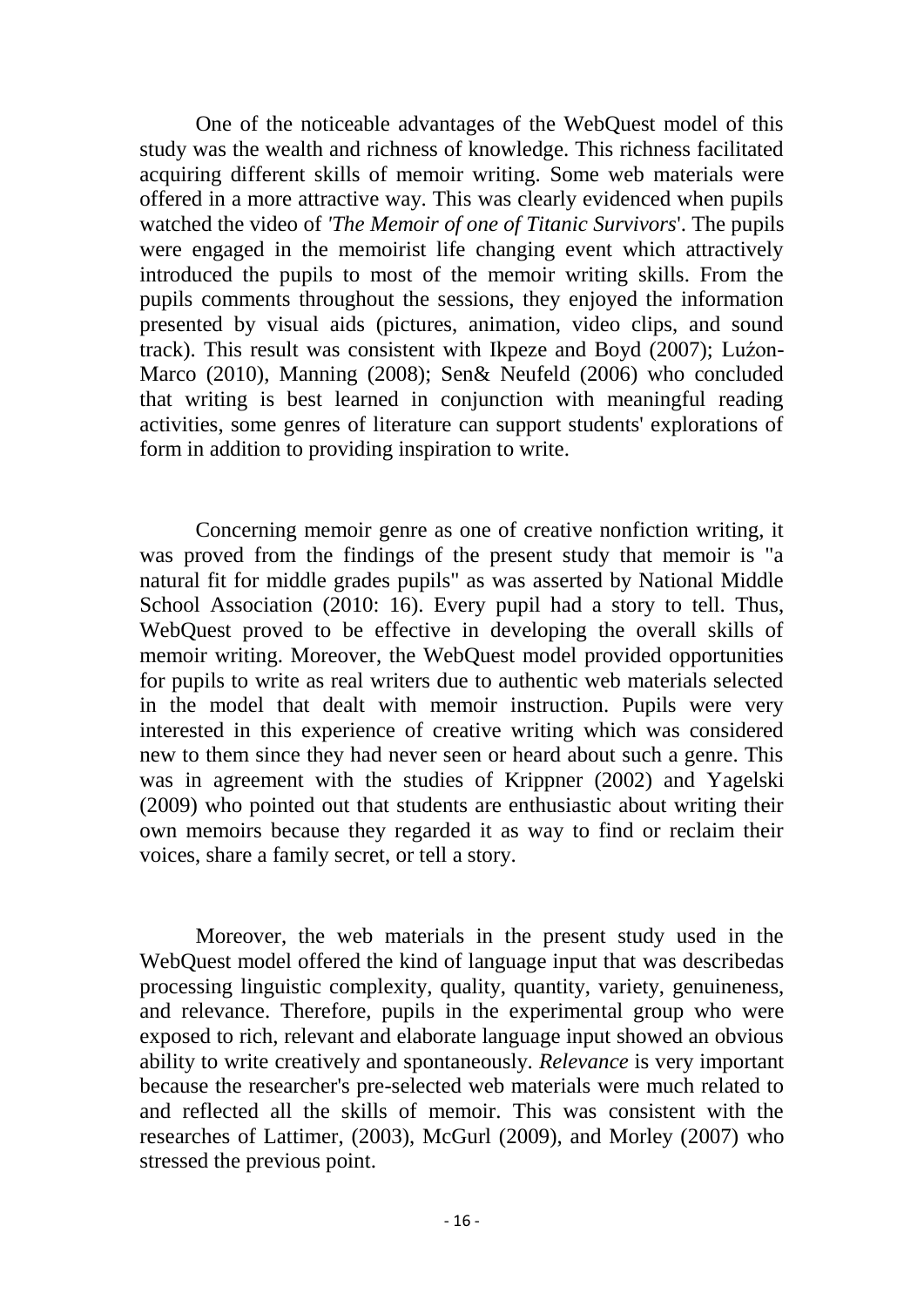One of the noticeable advantages of the WebQuest model of this study was the wealth and richness of knowledge. This richness facilitated acquiring different skills of memoir writing. Some web materials were offered in a more attractive way. This was clearly evidenced when pupils watched the video of '*The Memoir of one of Titanic Survivors*'. The pupils were engaged in the memoirist life changing event which attractively introduced the pupils to most of the memoir writing skills. From the pupils comments throughout the sessions, they enjoyed the information presented by visual aids (pictures, animation, video clips, and sound track). This result was consistent with Ikpeze and Boyd (2007); Luźon-Marco (2010), Manning (2008); Sen& Neufeld (2006) who concluded that writing is best learned in conjunction with meaningful reading activities, some genres of literature can support students' explorations of form in addition to providing inspiration to write.

Concerning memoir genre as one of creative nonfiction writing, it was proved from the findings of the present study that memoir is "a natural fit for middle grades pupils" as was asserted by National Middle School Association (2010: 16). Every pupil had a story to tell. Thus, WebQuest proved to be effective in developing the overall skills of memoir writing. Moreover, the WebQuest model provided opportunities for pupils to write as real writers due to authentic web materials selected in the model that dealt with memoir instruction. Pupils were very interested in this experience of creative writing which was considered new to them since they had never seen or heard about such a genre. This was in agreement with the studies of Krippner (2002) and Yagelski (2009) who pointed out that students are enthusiastic about writing their own memoirs because they regarded it as way to find or reclaim their voices, share a family secret, or tell a story.

Moreover, the web materials in the present study used in the WebQuest model offered the kind of language input that was describedas processing linguistic complexity, quality, quantity, variety, genuineness, and relevance. Therefore, pupils in the experimental group who were exposed to rich, relevant and elaborate language input showed an obvious ability to write creatively and spontaneously. *Relevance* is very important because the researcher's pre-selected web materials were much related to and reflected all the skills of memoir. This was consistent with the researches of Lattimer, (2003), McGurl (2009), and Morley (2007) who stressed the previous point.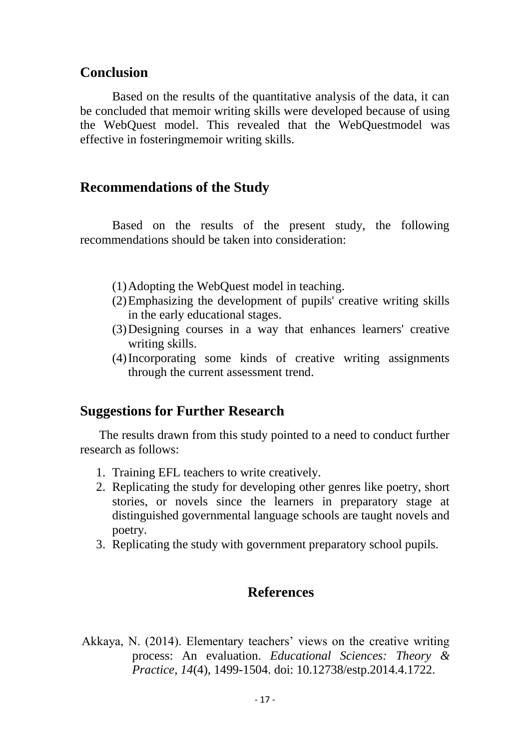## Conclusion

Based on the results of the quantitative analysis of the data, it can be concluded that memoir writing skills were developed because of using the WebQuest model. This revealed that the WebQuestmodel was effective in fosteringmemoir writing skills.

## Recommendations of the Study

Based on the results of the present study, the following recommendations should be taken into consideration:

(1) Adopting the WebQuest model in teaching.
(2) Emphasizing the development of pupils' creative writing skills in the early educational stages.
(3) Designing courses in a way that enhances learners' creative writing skills.
(4) Incorporating some kinds of creative writing assignments through the current assessment trend.

## Suggestions for Further Research

The results drawn from this study pointed to a need to conduct further research as follows:

1. Training EFL teachers to write creatively.
2. Replicating the study for developing other genres like poetry, short stories, or novels since the learners in preparatory stage at distinguished governmental language schools are taught novels and poetry.
3. Replicating the study with government preparatory school pupils.

## References

Akkaya, N. (2014). Elementary teachers' views on the creative writing process: An evaluation. *Educational Sciences: Theory & Practice*, *14*(4), 1499-1504. doi: 10.12738/estp.2014.4.1722.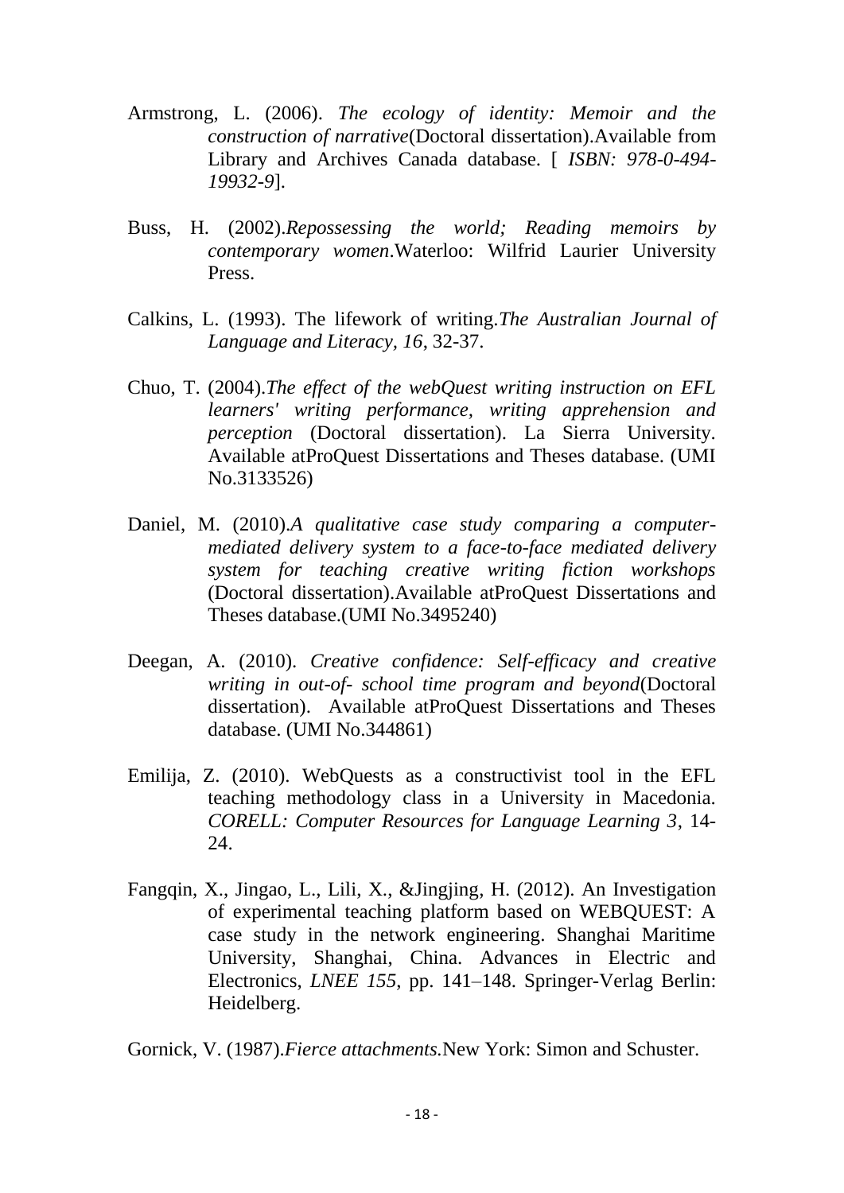Armstrong, L. (2006). *The ecology of identity: Memoir and the construction of narrative*(Doctoral dissertation).Available from Library and Archives Canada database. [ *ISBN: 978-0-494-19932-9*].

Buss, H. (2002).*Repossessing the world; Reading memoirs by contemporary women*.Waterloo: Wilfrid Laurier University Press.

Calkins, L. (1993). The lifework of writing.*The Australian Journal of Language and Literacy, 16*, 32-37.

Chuo, T. (2004).*The effect of the webQuest writing instruction on EFL learners' writing performance, writing apprehension and perception* (Doctoral dissertation). La Sierra University. Available atProQuest Dissertations and Theses database. (UMI No.3133526)

Daniel, M. (2010).*A qualitative case study comparing a computer-mediated delivery system to a face-to-face mediated delivery system for teaching creative writing fiction workshops* (Doctoral dissertation).Available atProQuest Dissertations and Theses database.(UMI No.3495240)

Deegan, A. (2010). *Creative confidence: Self-efficacy and creative writing in out-of- school time program and beyond*(Doctoral dissertation). Available atProQuest Dissertations and Theses database. (UMI No.344861)

Emilija, Z. (2010). WebQuests as a constructivist tool in the EFL teaching methodology class in a University in Macedonia. *CORELL: Computer Resources for Language Learning 3*, 14-24.

Fangqin, X., Jingao, L., Lili, X., &Jingjing, H. (2012). An Investigation of experimental teaching platform based on WEBQUEST: A case study in the network engineering. Shanghai Maritime University, Shanghai, China. Advances in Electric and Electronics, *LNEE 155*, pp. 141–148. Springer-Verlag Berlin: Heidelberg.

Gornick, V. (1987).*Fierce attachments.*New York: Simon and Schuster.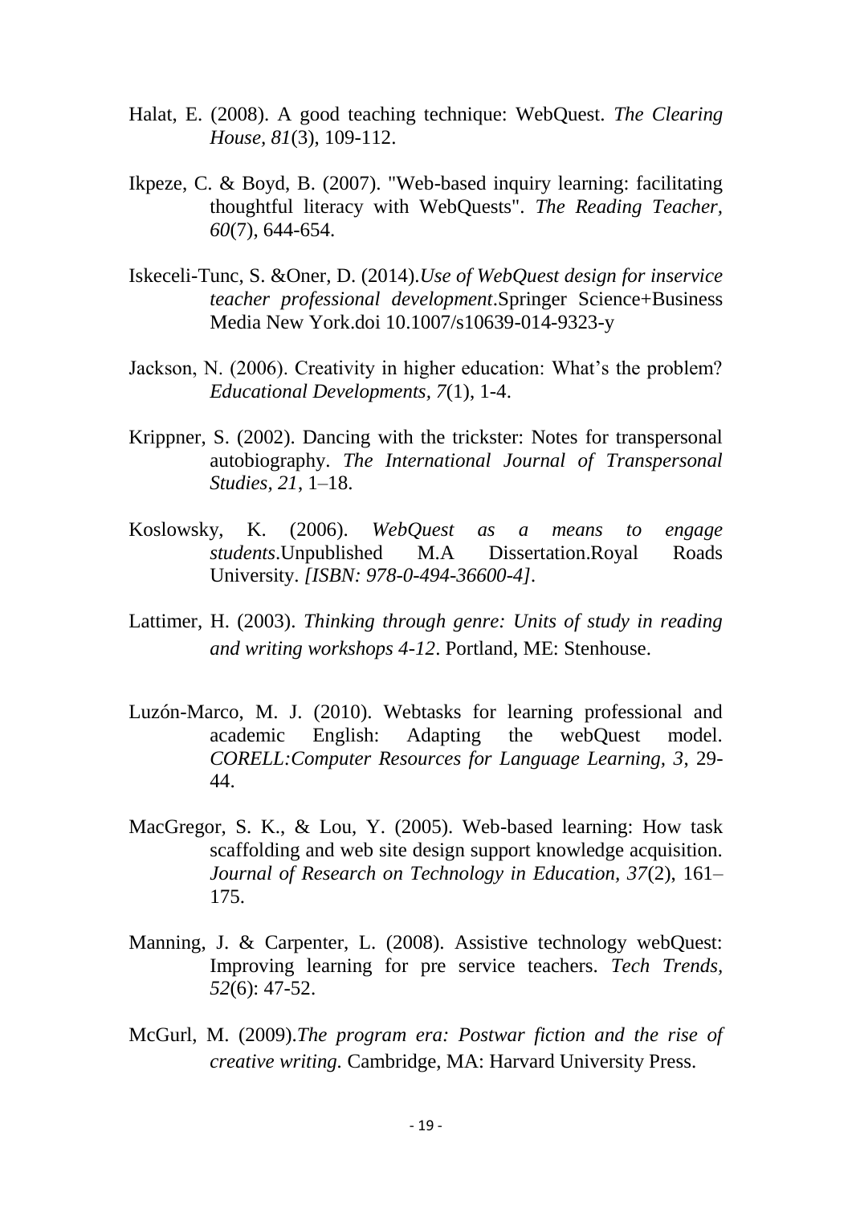Halat, E. (2008). A good teaching technique: WebQuest. *The Clearing House, 81*(3), 109-112.

Ikpeze, C. & Boyd, B. (2007). "Web-based inquiry learning: facilitating thoughtful literacy with WebQuests". *The Reading Teacher, 60*(7), 644-654.

Iskeceli-Tunc, S. &Oner, D. (2014).*Use of WebQuest design for inservice teacher professional development*.Springer Science+Business Media New York.doi 10.1007/s10639-014-9323-y

Jackson, N. (2006). Creativity in higher education: What's the problem? *Educational Developments, 7*(1), 1-4.

Krippner, S. (2002). Dancing with the trickster: Notes for transpersonal autobiography. *The International Journal of Transpersonal Studies, 21*, 1–18.

Koslowsky, K. (2006). *WebQuest as a means to engage students*.Unpublished M.A Dissertation.Royal Roads University. *[ISBN: 978-0-494-36600-4]*.

Lattimer, H. (2003). *Thinking through genre: Units of study in reading and writing workshops 4-12*. Portland, ME: Stenhouse.

Luzón-Marco, M. J. (2010). Webtasks for learning professional and academic English: Adapting the webQuest model. *CORELL:Computer Resources for Language Learning, 3*, 29-44.

MacGregor, S. K., & Lou, Y. (2005). Web-based learning: How task scaffolding and web site design support knowledge acquisition. *Journal of Research on Technology in Education, 37*(2), 161–175.

Manning, J. & Carpenter, L. (2008). Assistive technology webQuest: Improving learning for pre service teachers. *Tech Trends, 52*(6): 47-52.

McGurl, M. (2009).*The program era: Postwar fiction and the rise of creative writing.* Cambridge, MA: Harvard University Press.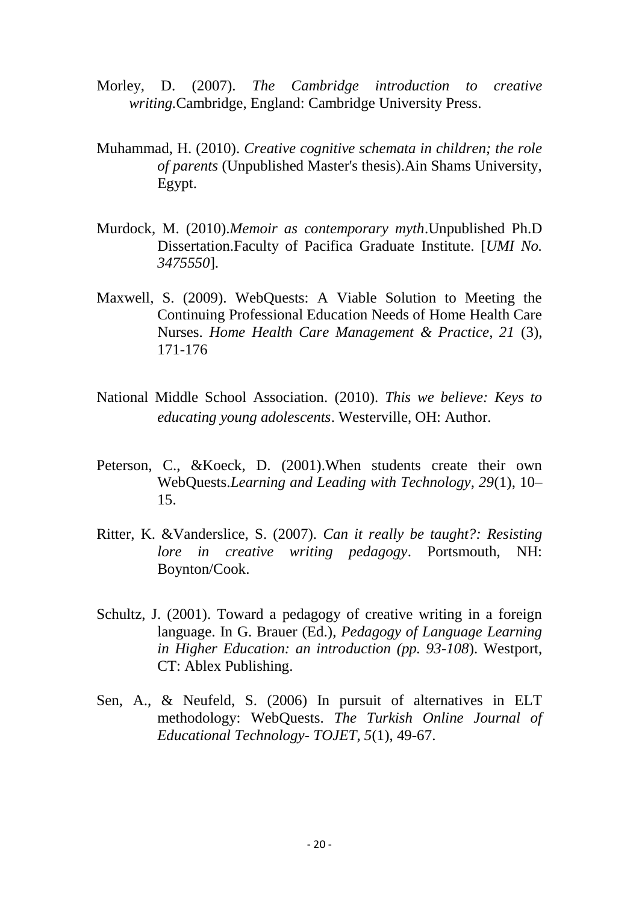Morley, D. (2007). *The Cambridge introduction to creative writing.*Cambridge, England: Cambridge University Press.

Muhammad, H. (2010). *Creative cognitive schemata in children; the role of parents* (Unpublished Master's thesis).Ain Shams University, Egypt.

Murdock, M. (2010).*Memoir as contemporary myth*.Unpublished Ph.D Dissertation.Faculty of Pacifica Graduate Institute. [*UMI No. 3475550*].

Maxwell, S. (2009). WebQuests: A Viable Solution to Meeting the Continuing Professional Education Needs of Home Health Care Nurses. *Home Health Care Management & Practice, 21* (3), 171-176

National Middle School Association. (2010). *This we believe: Keys to educating young adolescents*. Westerville, OH: Author.

Peterson, C., &Koeck, D. (2001).When students create their own WebQuests.*Learning and Leading with Technology, 29*(1), 10–15.

Ritter, K. &Vanderslice, S. (2007). *Can it really be taught?: Resisting lore in creative writing pedagogy*. Portsmouth, NH: Boynton/Cook.

Schultz, J. (2001). Toward a pedagogy of creative writing in a foreign language. In G. Brauer (Ed.), *Pedagogy of Language Learning in Higher Education: an introduction (pp. 93-108*). Westport, CT: Ablex Publishing.

Sen, A., & Neufeld, S. (2006) In pursuit of alternatives in ELT methodology: WebQuests. *The Turkish Online Journal of Educational Technology- TOJET, 5*(1), 49-67.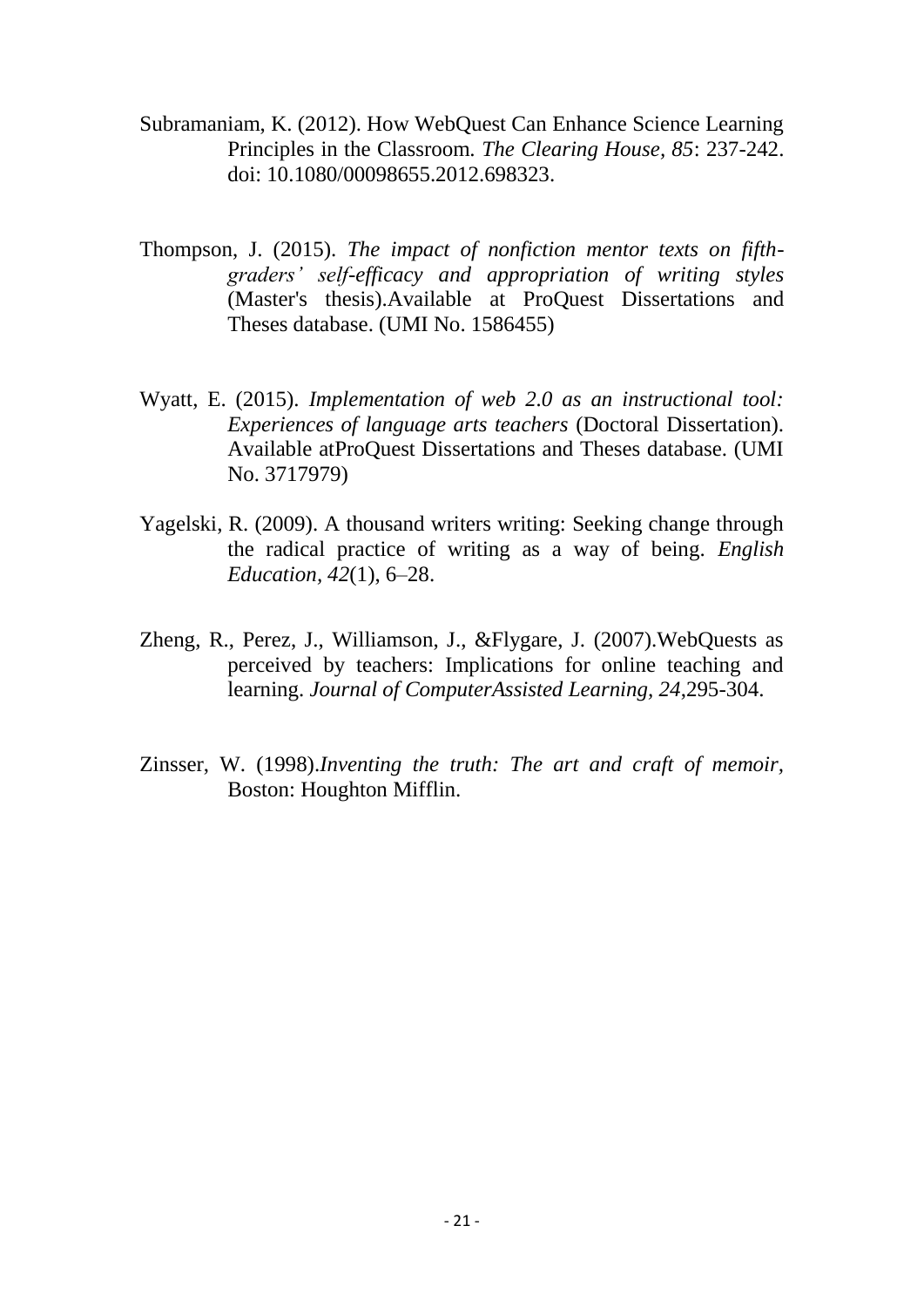Subramaniam, K. (2012). How WebQuest Can Enhance Science Learning Principles in the Classroom. *The Clearing House, 85*: 237-242. doi: 10.1080/00098655.2012.698323.

Thompson, J. (2015). *The impact of nonfiction mentor texts on fifth-graders' self-efficacy and appropriation of writing styles* (Master's thesis).Available at ProQuest Dissertations and Theses database. (UMI No. 1586455)

Wyatt, E. (2015). *Implementation of web 2.0 as an instructional tool: Experiences of language arts teachers* (Doctoral Dissertation). Available atProQuest Dissertations and Theses database. (UMI No. 3717979)

Yagelski, R. (2009). A thousand writers writing: Seeking change through the radical practice of writing as a way of being. *English Education*, *42*(1), 6–28.

Zheng, R., Perez, J., Williamson, J., &Flygare, J. (2007).WebQuests as perceived by teachers: Implications for online teaching and learning. *Journal of ComputerAssisted Learning, 24*,295-304.

Zinsser, W. (1998).*Inventing the truth: The art and craft of memoir*, Boston: Houghton Mifflin.